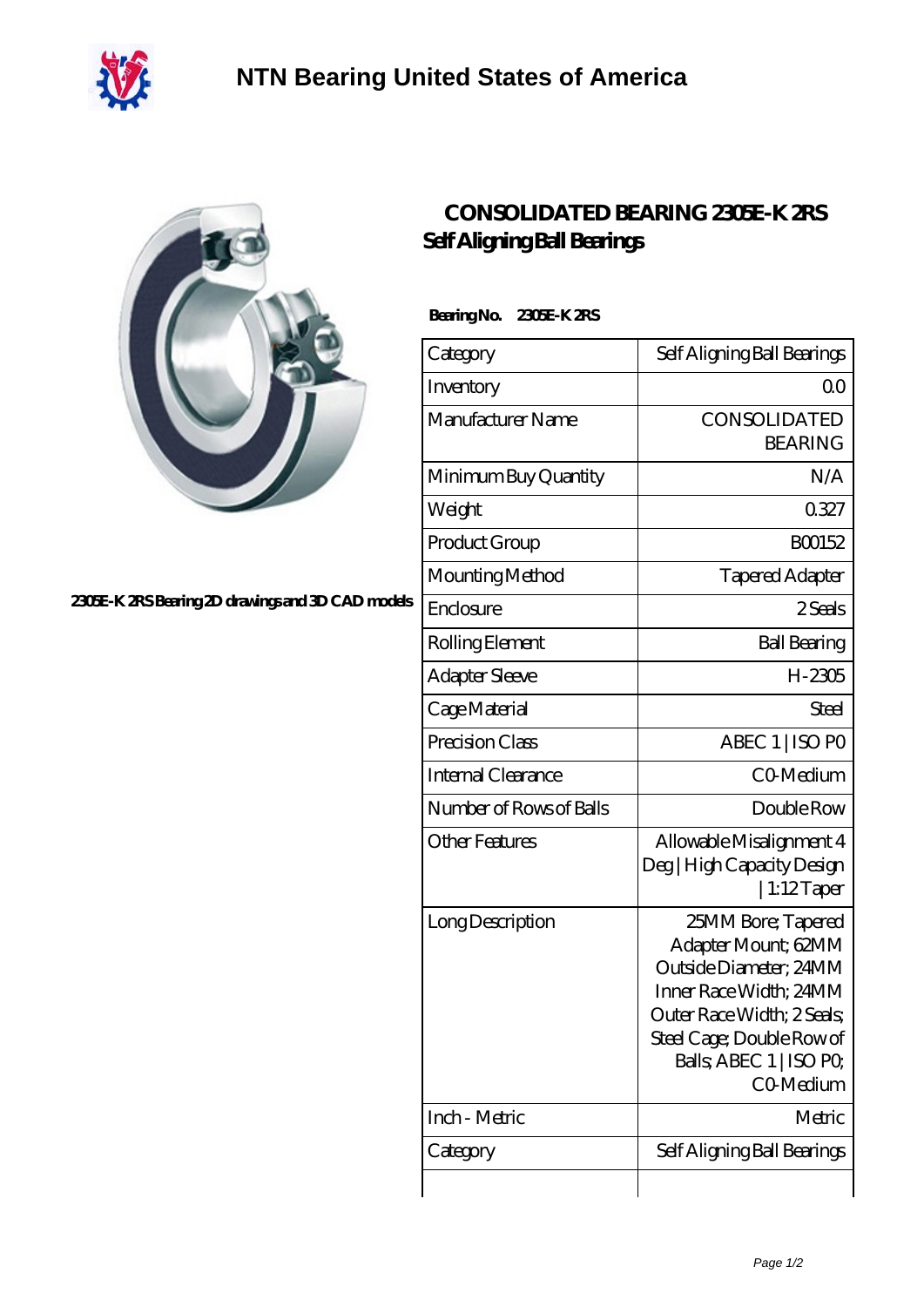# NTN Bearing United States of America

## CONSOLIDATED BEARING 2305E-K 2RS Self Aligning Ball Bearings

2305E-K 2RS Bearing 2D drawings and 3D CAD models

**Bearing No.** 2305E-K 2RS

| Category | Self Aligning Ball Bearings |
|---|---|
| Inventory | 0.0 |
| Manufacturer Name | CONSOLIDATED BEARING |
| Minimum Buy Quantity | N/A |
| Weight | 0.327 |
| Product Group | B00152 |
| Mounting Method | Tapered Adapter |
| Enclosure | 2 Seals |
| Rolling Element | Ball Bearing |
| Adapter Sleeve | H-2305 |
| Cage Material | Steel |
| Precision Class | ABEC 1 \| ISO P0 |
| Internal Clearance | C0-Medium |
| Number of Rows of Balls | Double Row |
| Other Features | Allowable Misalignment 4 Deg \| High Capacity Design \| 1:12 Taper |
| Long Description | 25MM Bore; Tapered Adapter Mount; 62MM Outside Diameter; 24MM Inner Race Width; 24MM Outer Race Width; 2 Seals; Steel Cage; Double Row of Balls; ABEC 1 \| ISO P0; C0-Medium |
| Inch - Metric | Metric |
| Category | Self Aligning Ball Bearings |
| | |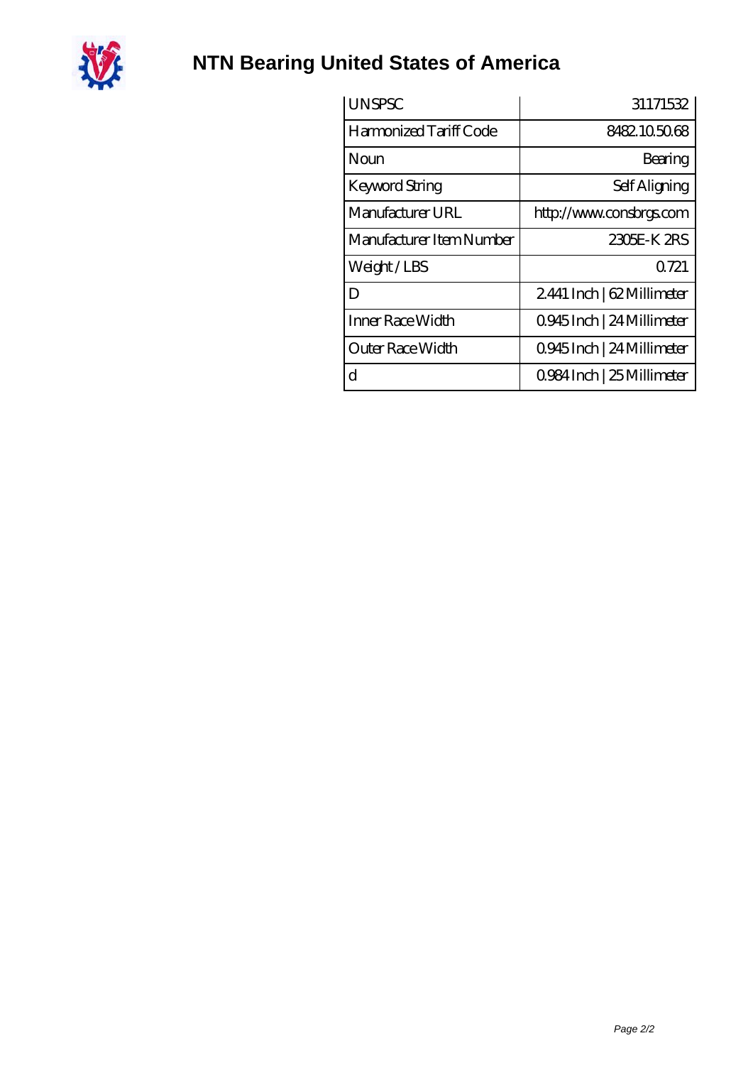| | |
|---|---|
| UNSPSC | 31171532 |
| Harmonized Tariff Code | 8482.10.50.68 |
| Noun | Bearing |
| Keyword String | Self Aligning |
| Manufacturer URL | http://www.consbrgs.com |
| Manufacturer Item Number | 2305E-K 2RS |
| Weight / LBS | 0.721 |
| D | 2.441 Inch \| 62 Millimeter |
| Inner Race Width | 0.945 Inch \| 24 Millimeter |
| Outer Race Width | 0.945 Inch \| 24 Millimeter |
| d | 0.984 Inch \| 25 Millimeter |